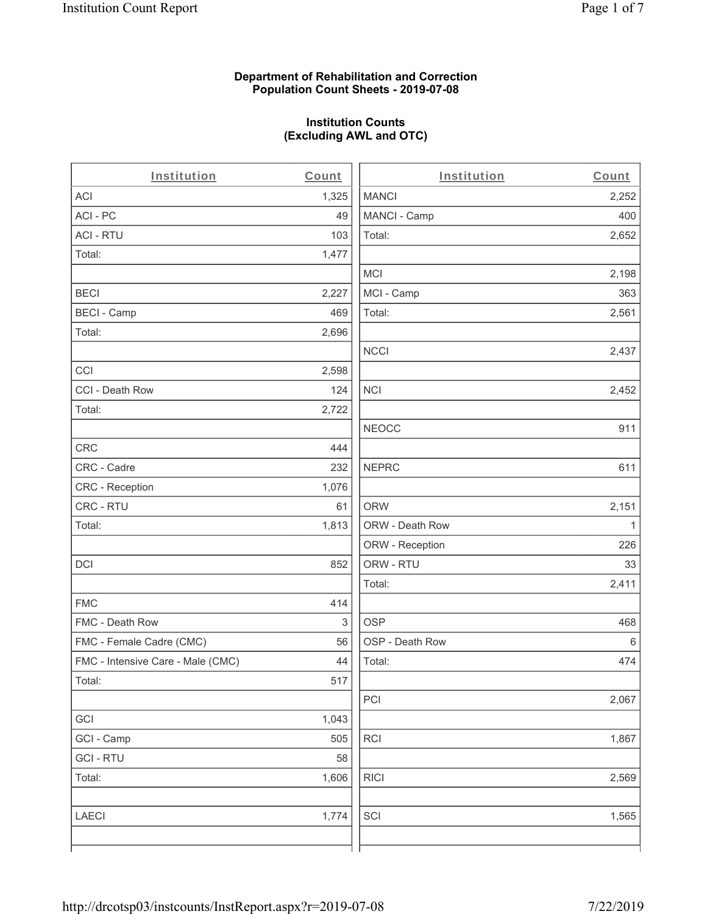**Department of Rehabilitation and Correction**
**Population Count Sheets - 2019-07-08**

**Institution Counts**
**(Excluding AWL and OTC)**

| Institution | Count |
|---|---|
| ACI | 1,325 |
| ACI - PC | 49 |
| ACI - RTU | 103 |
| Total: | 1,477 |
| | |
| BECI | 2,227 |
| BECI - Camp | 469 |
| Total: | 2,696 |
| | |
| CCI | 2,598 |
| CCI - Death Row | 124 |
| Total: | 2,722 |
| | |
| CRC | 444 |
| CRC - Cadre | 232 |
| CRC - Reception | 1,076 |
| CRC - RTU | 61 |
| Total: | 1,813 |
| | |
| DCI | 852 |
| | |
| FMC | 414 |
| FMC - Death Row | 3 |
| FMC - Female Cadre (CMC) | 56 |
| FMC - Intensive Care - Male (CMC) | 44 |
| Total: | 517 |
| | |
| GCI | 1,043 |
| GCI - Camp | 505 |
| GCI - RTU | 58 |
| Total: | 1,606 |
| | |
| LAECI | 1,774 |

| Institution | Count |
|---|---|
| MANCI | 2,252 |
| MANCI - Camp | 400 |
| Total: | 2,652 |
| | |
| MCI | 2,198 |
| MCI - Camp | 363 |
| Total: | 2,561 |
| | |
| NCCI | 2,437 |
| | |
| NCI | 2,452 |
| | |
| NEOCC | 911 |
| | |
| NEPRC | 611 |
| | |
| ORW | 2,151 |
| ORW - Death Row | 1 |
| ORW - Reception | 226 |
| ORW - RTU | 33 |
| Total: | 2,411 |
| | |
| OSP | 468 |
| OSP - Death Row | 6 |
| Total: | 474 |
| | |
| PCI | 2,067 |
| | |
| RCI | 1,867 |
| | |
| RICI | 2,569 |
| | |
| SCI | 1,565 |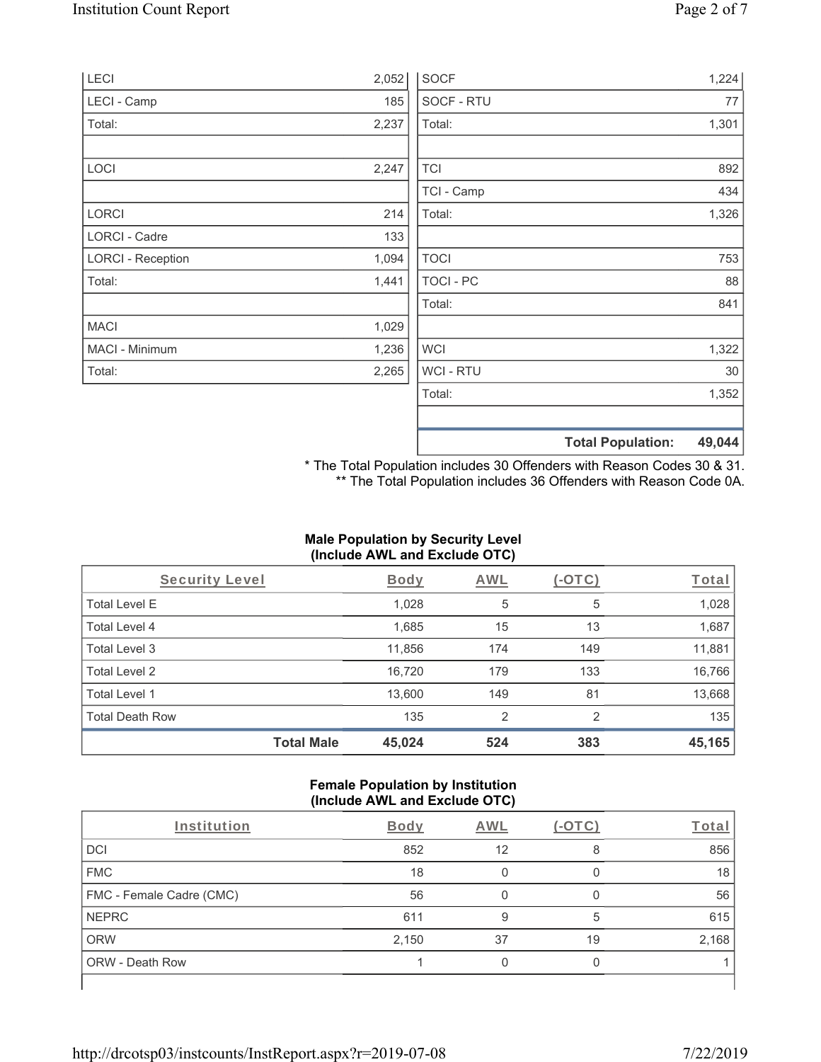| | |
|---|---|
| LECI | 2,052 |
| LECI - Camp | 185 |
| Total: | 2,237 |
| | |
| LOCI | 2,247 |
| | |
| LORCI | 214 |
| LORCI - Cadre | 133 |
| LORCI - Reception | 1,094 |
| Total: | 1,441 |
| | |
| MACI | 1,029 |
| MACI - Minimum | 1,236 |
| Total: | 2,265 |

| | |
|---|---|
| SOCF | 1,224 |
| SOCF - RTU | 77 |
| Total: | 1,301 |
| | |
| TCI | 892 |
| TCI - Camp | 434 |
| Total: | 1,326 |
| | |
| TOCI | 753 |
| TOCI - PC | 88 |
| Total: | 841 |
| | |
| WCI | 1,322 |
| WCI - RTU | 30 |
| Total: | 1,352 |
| | |
| **Total Population:** | **49,044** |

\* The Total Population includes 30 Offenders with Reason Codes 30 & 31.
\*\* The Total Population includes 36 Offenders with Reason Code 0A.

**Male Population by Security Level (Include AWL and Exclude OTC)**

| Security Level | Body | AWL | (-OTC) | Total |
|---|---|---|---|---|
| Total Level E | 1,028 | 5 | 5 | 1,028 |
| Total Level 4 | 1,685 | 15 | 13 | 1,687 |
| Total Level 3 | 11,856 | 174 | 149 | 11,881 |
| Total Level 2 | 16,720 | 179 | 133 | 16,766 |
| Total Level 1 | 13,600 | 149 | 81 | 13,668 |
| Total Death Row | 135 | 2 | 2 | 135 |
| **Total Male** | **45,024** | **524** | **383** | **45,165** |

**Female Population by Institution (Include AWL and Exclude OTC)**

| Institution | Body | AWL | (-OTC) | Total |
|---|---|---|---|---|
| DCI | 852 | 12 | 8 | 856 |
| FMC | 18 | 0 | 0 | 18 |
| FMC - Female Cadre (CMC) | 56 | 0 | 0 | 56 |
| NEPRC | 611 | 9 | 5 | 615 |
| ORW | 2,150 | 37 | 19 | 2,168 |
| ORW - Death Row | 1 | 0 | 0 | 1 |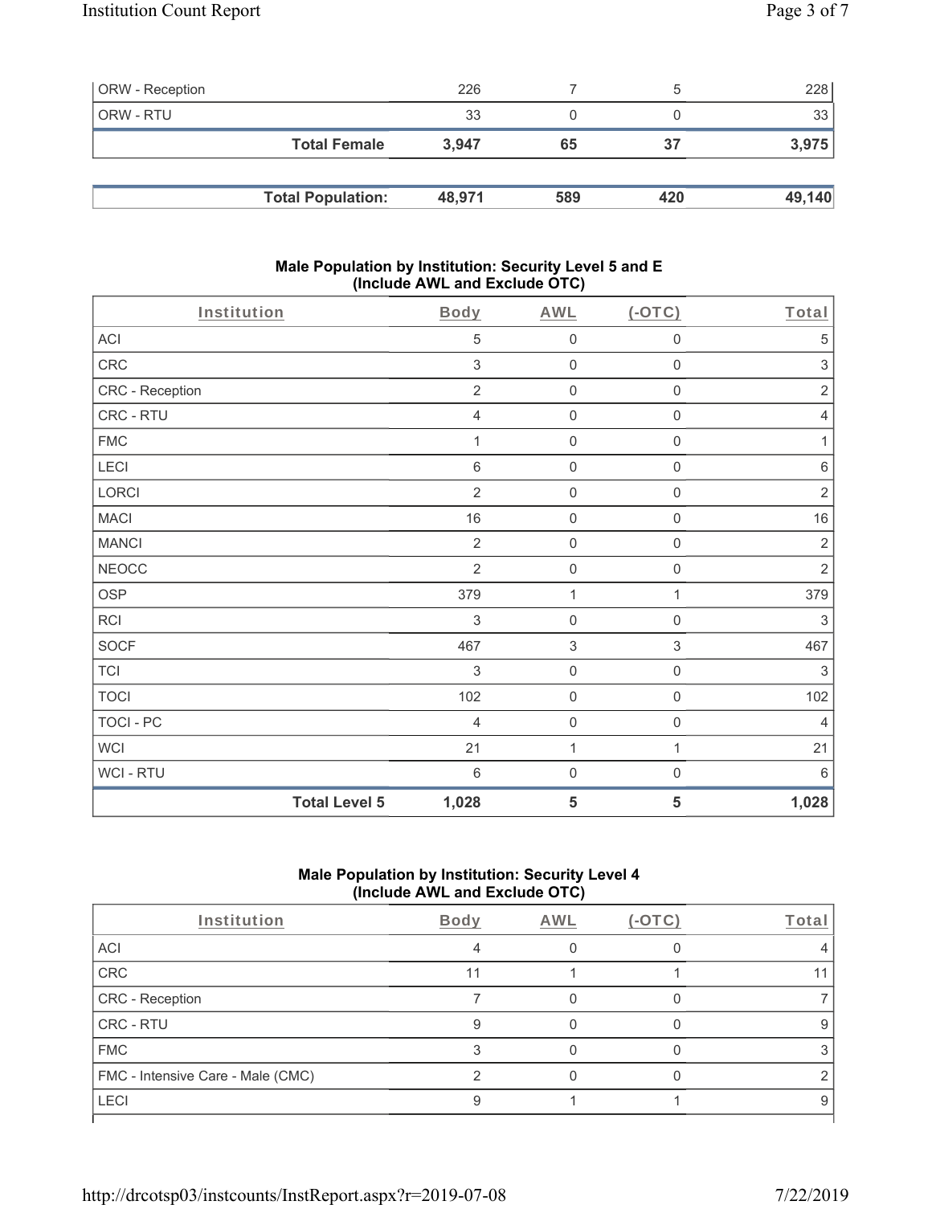| ORW - Reception | 226 | 7 | 5 | 228 |
|---|---|---|---|---|
| ORW - RTU | 33 | 0 | 0 | 33 |
| **Total Female** | **3,947** | **65** | **37** | **3,975** |

| **Total Population:** | **48,971** | **589** | **420** | **49,140** |
|---|---|---|---|---|

### Male Population by Institution: Security Level 5 and E (Include AWL and Exclude OTC)

| Institution | Body | AWL | (-OTC) | Total |
|---|---|---|---|---|
| ACI | 5 | 0 | 0 | 5 |
| CRC | 3 | 0 | 0 | 3 |
| CRC - Reception | 2 | 0 | 0 | 2 |
| CRC - RTU | 4 | 0 | 0 | 4 |
| FMC | 1 | 0 | 0 | 1 |
| LECI | 6 | 0 | 0 | 6 |
| LORCI | 2 | 0 | 0 | 2 |
| MACI | 16 | 0 | 0 | 16 |
| MANCI | 2 | 0 | 0 | 2 |
| NEOCC | 2 | 0 | 0 | 2 |
| OSP | 379 | 1 | 1 | 379 |
| RCI | 3 | 0 | 0 | 3 |
| SOCF | 467 | 3 | 3 | 467 |
| TCI | 3 | 0 | 0 | 3 |
| TOCI | 102 | 0 | 0 | 102 |
| TOCI - PC | 4 | 0 | 0 | 4 |
| WCI | 21 | 1 | 1 | 21 |
| WCI - RTU | 6 | 0 | 0 | 6 |
| **Total Level 5** | **1,028** | **5** | **5** | **1,028** |

### Male Population by Institution: Security Level 4 (Include AWL and Exclude OTC)

| Institution | Body | AWL | (-OTC) | Total |
|---|---|---|---|---|
| ACI | 4 | 0 | 0 | 4 |
| CRC | 11 | 1 | 1 | 11 |
| CRC - Reception | 7 | 0 | 0 | 7 |
| CRC - RTU | 9 | 0 | 0 | 9 |
| FMC | 3 | 0 | 0 | 3 |
| FMC - Intensive Care - Male (CMC) | 2 | 0 | 0 | 2 |
| LECI | 9 | 1 | 1 | 9 |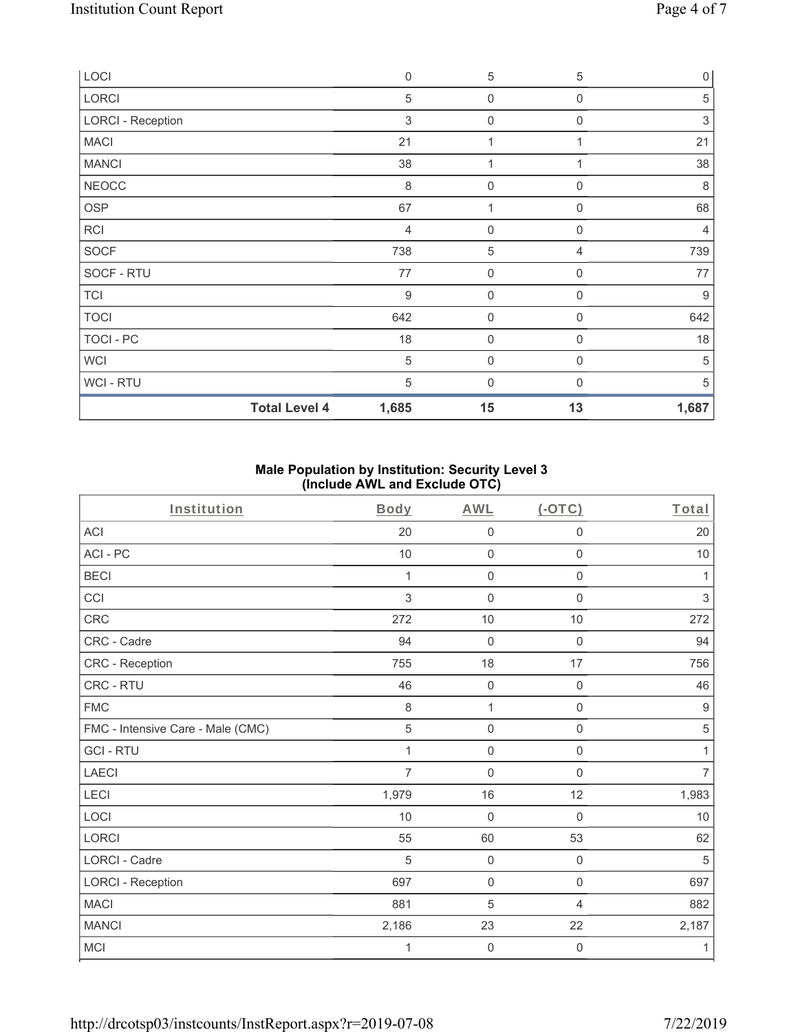| LOCI | 0 | 5 | 5 | 0 |
|---|---|---|---|---|
| LORCI | 5 | 0 | 0 | 5 |
| LORCI - Reception | 3 | 0 | 0 | 3 |
| MACI | 21 | 1 | 1 | 21 |
| MANCI | 38 | 1 | 1 | 38 |
| NEOCC | 8 | 0 | 0 | 8 |
| OSP | 67 | 1 | 0 | 68 |
| RCI | 4 | 0 | 0 | 4 |
| SOCF | 738 | 5 | 4 | 739 |
| SOCF - RTU | 77 | 0 | 0 | 77 |
| TCI | 9 | 0 | 0 | 9 |
| TOCI | 642 | 0 | 0 | 642 |
| TOCI - PC | 18 | 0 | 0 | 18 |
| WCI | 5 | 0 | 0 | 5 |
| WCI - RTU | 5 | 0 | 0 | 5 |
| **Total Level 4** | **1,685** | **15** | **13** | **1,687** |

**Male Population by Institution: Security Level 3 (Include AWL and Exclude OTC)**

| Institution | Body | AWL | (-OTC) | Total |
|---|---|---|---|---|
| ACI | 20 | 0 | 0 | 20 |
| ACI - PC | 10 | 0 | 0 | 10 |
| BECI | 1 | 0 | 0 | 1 |
| CCI | 3 | 0 | 0 | 3 |
| CRC | 272 | 10 | 10 | 272 |
| CRC - Cadre | 94 | 0 | 0 | 94 |
| CRC - Reception | 755 | 18 | 17 | 756 |
| CRC - RTU | 46 | 0 | 0 | 46 |
| FMC | 8 | 1 | 0 | 9 |
| FMC - Intensive Care - Male (CMC) | 5 | 0 | 0 | 5 |
| GCI - RTU | 1 | 0 | 0 | 1 |
| LAECI | 7 | 0 | 0 | 7 |
| LECI | 1,979 | 16 | 12 | 1,983 |
| LOCI | 10 | 0 | 0 | 10 |
| LORCI | 55 | 60 | 53 | 62 |
| LORCI - Cadre | 5 | 0 | 0 | 5 |
| LORCI - Reception | 697 | 0 | 0 | 697 |
| MACI | 881 | 5 | 4 | 882 |
| MANCI | 2,186 | 23 | 22 | 2,187 |
| MCI | 1 | 0 | 0 | 1 |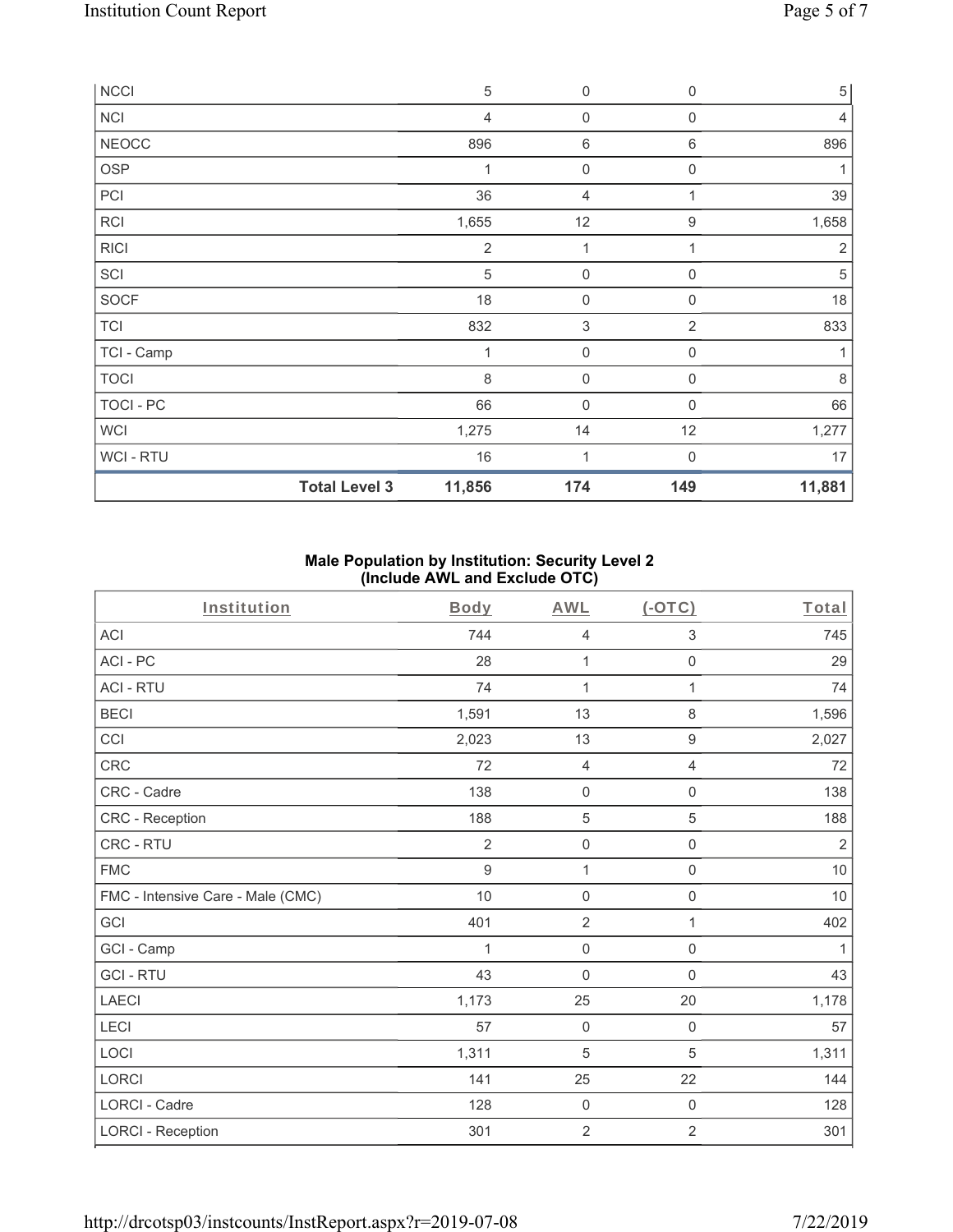| NCCI | | 5 | 0 | 0 | 5 |
|---|---|---|---|---|---|
| NCI | | 4 | 0 | 0 | 4 |
| NEOCC | | 896 | 6 | 6 | 896 |
| OSP | | 1 | 0 | 0 | 1 |
| PCI | | 36 | 4 | 1 | 39 |
| RCI | | 1,655 | 12 | 9 | 1,658 |
| RICI | | 2 | 1 | 1 | 2 |
| SCI | | 5 | 0 | 0 | 5 |
| SOCF | | 18 | 0 | 0 | 18 |
| TCI | | 832 | 3 | 2 | 833 |
| TCI - Camp | | 1 | 0 | 0 | 1 |
| TOCI | | 8 | 0 | 0 | 8 |
| TOCI - PC | | 66 | 0 | 0 | 66 |
| WCI | | 1,275 | 14 | 12 | 1,277 |
| WCI - RTU | | 16 | 1 | 0 | 17 |
| | **Total Level 3** | **11,856** | **174** | **149** | **11,881** |

**Male Population by Institution: Security Level 2 (Include AWL and Exclude OTC)**

| Institution | Body | AWL | (-OTC) | Total |
|---|---|---|---|---|
| ACI | 744 | 4 | 3 | 745 |
| ACI - PC | 28 | 1 | 0 | 29 |
| ACI - RTU | 74 | 1 | 1 | 74 |
| BECI | 1,591 | 13 | 8 | 1,596 |
| CCI | 2,023 | 13 | 9 | 2,027 |
| CRC | 72 | 4 | 4 | 72 |
| CRC - Cadre | 138 | 0 | 0 | 138 |
| CRC - Reception | 188 | 5 | 5 | 188 |
| CRC - RTU | 2 | 0 | 0 | 2 |
| FMC | 9 | 1 | 0 | 10 |
| FMC - Intensive Care - Male (CMC) | 10 | 0 | 0 | 10 |
| GCI | 401 | 2 | 1 | 402 |
| GCI - Camp | 1 | 0 | 0 | 1 |
| GCI - RTU | 43 | 0 | 0 | 43 |
| LAECI | 1,173 | 25 | 20 | 1,178 |
| LECI | 57 | 0 | 0 | 57 |
| LOCI | 1,311 | 5 | 5 | 1,311 |
| LORCI | 141 | 25 | 22 | 144 |
| LORCI - Cadre | 128 | 0 | 0 | 128 |
| LORCI - Reception | 301 | 2 | 2 | 301 |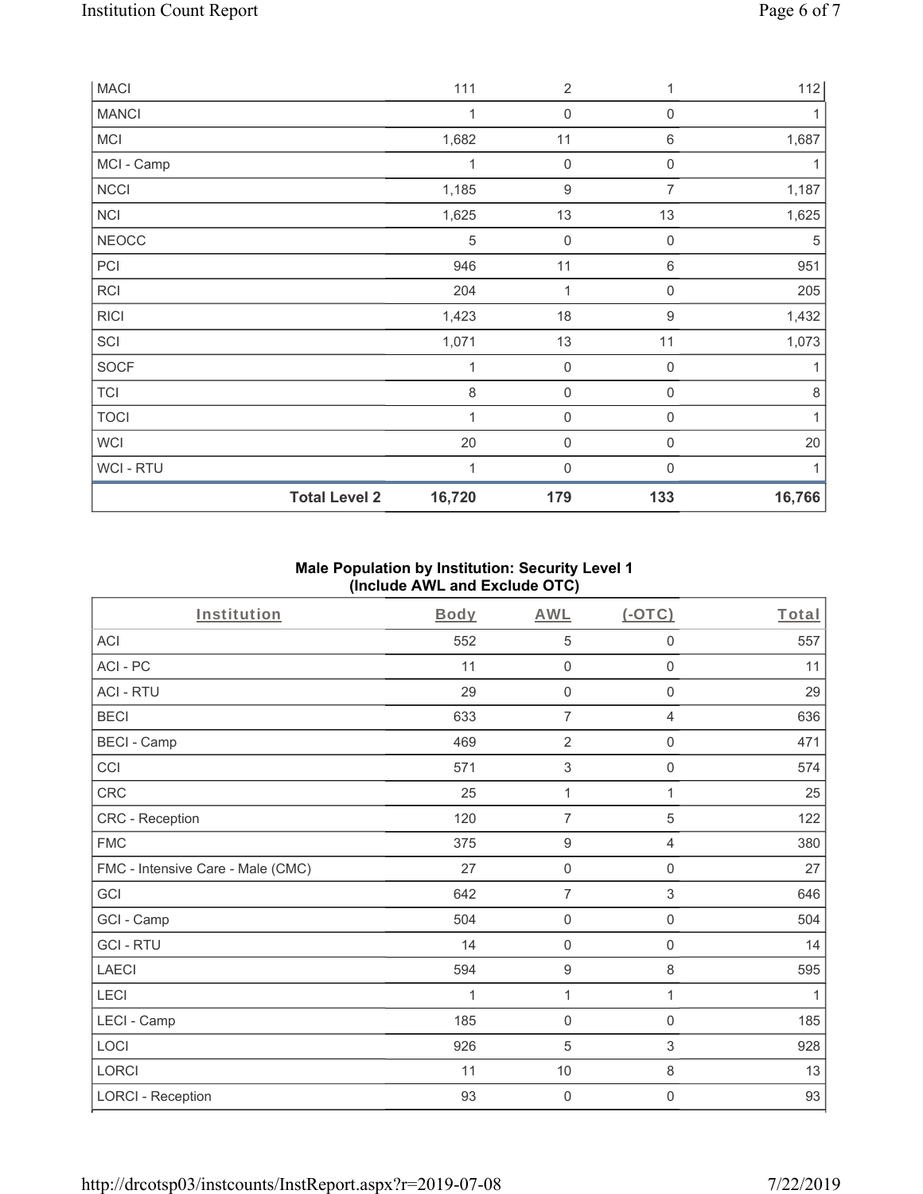| | Body | AWL | (-OTC) | Total |
|---|---|---|---|---|
| MACI | 111 | 2 | 1 | 112 |
| MANCI | 1 | 0 | 0 | 1 |
| MCI | 1,682 | 11 | 6 | 1,687 |
| MCI - Camp | 1 | 0 | 0 | 1 |
| NCCI | 1,185 | 9 | 7 | 1,187 |
| NCI | 1,625 | 13 | 13 | 1,625 |
| NEOCC | 5 | 0 | 0 | 5 |
| PCI | 946 | 11 | 6 | 951 |
| RCI | 204 | 1 | 0 | 205 |
| RICI | 1,423 | 18 | 9 | 1,432 |
| SCI | 1,071 | 13 | 11 | 1,073 |
| SOCF | 1 | 0 | 0 | 1 |
| TCI | 8 | 0 | 0 | 8 |
| TOCI | 1 | 0 | 0 | 1 |
| WCI | 20 | 0 | 0 | 20 |
| WCI - RTU | 1 | 0 | 0 | 1 |
| **Total Level 2** | **16,720** | **179** | **133** | **16,766** |

### Male Population by Institution: Security Level 1 (Include AWL and Exclude OTC)

| Institution | Body | AWL | (-OTC) | Total |
|---|---|---|---|---|
| ACI | 552 | 5 | 0 | 557 |
| ACI - PC | 11 | 0 | 0 | 11 |
| ACI - RTU | 29 | 0 | 0 | 29 |
| BECI | 633 | 7 | 4 | 636 |
| BECI - Camp | 469 | 2 | 0 | 471 |
| CCI | 571 | 3 | 0 | 574 |
| CRC | 25 | 1 | 1 | 25 |
| CRC - Reception | 120 | 7 | 5 | 122 |
| FMC | 375 | 9 | 4 | 380 |
| FMC - Intensive Care - Male (CMC) | 27 | 0 | 0 | 27 |
| GCI | 642 | 7 | 3 | 646 |
| GCI - Camp | 504 | 0 | 0 | 504 |
| GCI - RTU | 14 | 0 | 0 | 14 |
| LAECI | 594 | 9 | 8 | 595 |
| LECI | 1 | 1 | 1 | 1 |
| LECI - Camp | 185 | 0 | 0 | 185 |
| LOCI | 926 | 5 | 3 | 928 |
| LORCI | 11 | 10 | 8 | 13 |
| LORCI - Reception | 93 | 0 | 0 | 93 |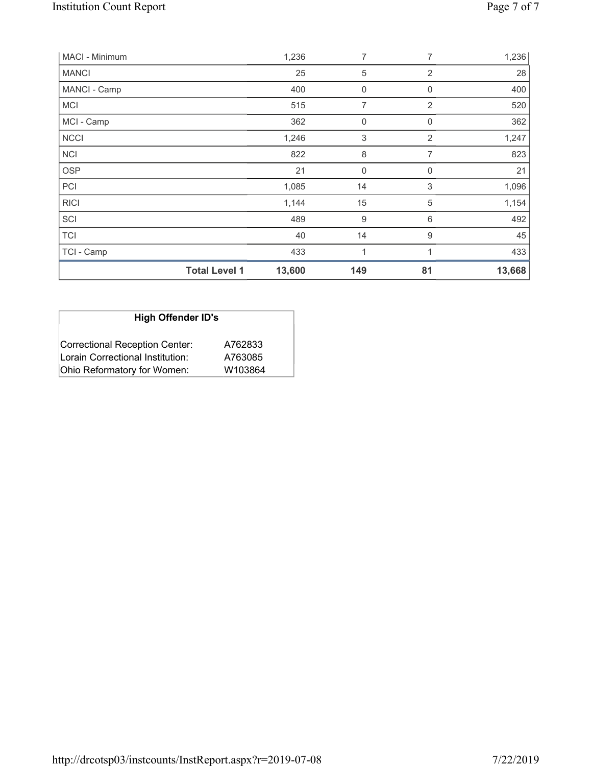| | | | | |
|---|---|---|---|---|
| MACI - Minimum | 1,236 | 7 | 7 | 1,236 |
| MANCI | 25 | 5 | 2 | 28 |
| MANCI - Camp | 400 | 0 | 0 | 400 |
| MCI | 515 | 7 | 2 | 520 |
| MCI - Camp | 362 | 0 | 0 | 362 |
| NCCI | 1,246 | 3 | 2 | 1,247 |
| NCI | 822 | 8 | 7 | 823 |
| OSP | 21 | 0 | 0 | 21 |
| PCI | 1,085 | 14 | 3 | 1,096 |
| RICI | 1,144 | 15 | 5 | 1,154 |
| SCI | 489 | 9 | 6 | 492 |
| TCI | 40 | 14 | 9 | 45 |
| TCI - Camp | 433 | 1 | 1 | 433 |
| **Total Level 1** | **13,600** | **149** | **81** | **13,668** |

| High Offender ID's | |
|---|---|
| Correctional Reception Center: | A762833 |
| Lorain Correctional Institution: | A763085 |
| Ohio Reformatory for Women: | W103864 |